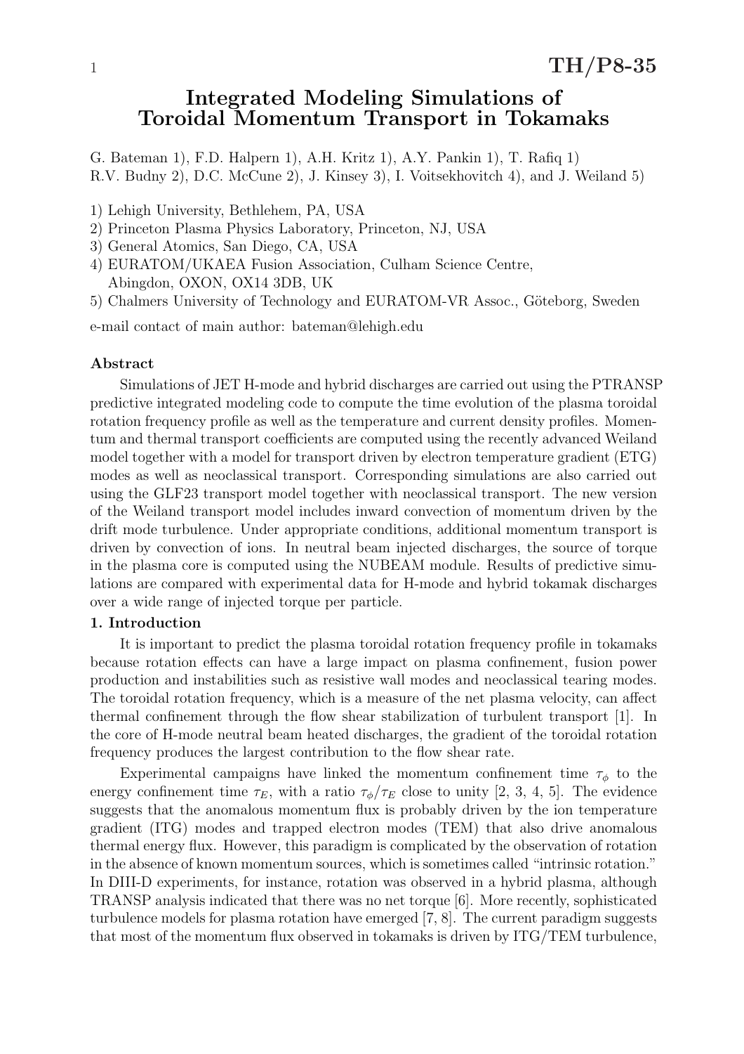# Integrated Modeling Simulations of Toroidal Momentum Transport in Tokamaks

G. Bateman 1), F.D. Halpern 1), A.H. Kritz 1), A.Y. Pankin 1), T. Rafiq 1)
R.V. Budny 2), D.C. McCune 2), J. Kinsey 3), I. Voitsekhovitch 4), and J. Weiland 5)

1) Lehigh University, Bethlehem, PA, USA
2) Princeton Plasma Physics Laboratory, Princeton, NJ, USA
3) General Atomics, San Diego, CA, USA
4) EURATOM/UKAEA Fusion Association, Culham Science Centre, Abingdon, OXON, OX14 3DB, UK
5) Chalmers University of Technology and EURATOM-VR Assoc., Göteborg, Sweden

e-mail contact of main author: bateman@lehigh.edu

**Abstract**

Simulations of JET H-mode and hybrid discharges are carried out using the PTRANSP predictive integrated modeling code to compute the time evolution of the plasma toroidal rotation frequency profile as well as the temperature and current density profiles. Momentum and thermal transport coefficients are computed using the recently advanced Weiland model together with a model for transport driven by electron temperature gradient (ETG) modes as well as neoclassical transport. Corresponding simulations are also carried out using the GLF23 transport model together with neoclassical transport. The new version of the Weiland transport model includes inward convection of momentum driven by the drift mode turbulence. Under appropriate conditions, additional momentum transport is driven by convection of ions. In neutral beam injected discharges, the source of torque in the plasma core is computed using the NUBEAM module. Results of predictive simulations are compared with experimental data for H-mode and hybrid tokamak discharges over a wide range of injected torque per particle.

## 1. Introduction

It is important to predict the plasma toroidal rotation frequency profile in tokamaks because rotation effects can have a large impact on plasma confinement, fusion power production and instabilities such as resistive wall modes and neoclassical tearing modes. The toroidal rotation frequency, which is a measure of the net plasma velocity, can affect thermal confinement through the flow shear stabilization of turbulent transport [1]. In the core of H-mode neutral beam heated discharges, the gradient of the toroidal rotation frequency produces the largest contribution to the flow shear rate.

Experimental campaigns have linked the momentum confinement time $\tau_\phi$ to the energy confinement time $\tau_E$, with a ratio $\tau_\phi/\tau_E$ close to unity [2, 3, 4, 5]. The evidence suggests that the anomalous momentum flux is probably driven by the ion temperature gradient (ITG) modes and trapped electron modes (TEM) that also drive anomalous thermal energy flux. However, this paradigm is complicated by the observation of rotation in the absence of known momentum sources, which is sometimes called "intrinsic rotation." In DIII-D experiments, for instance, rotation was observed in a hybrid plasma, although TRANSP analysis indicated that there was no net torque [6]. More recently, sophisticated turbulence models for plasma rotation have emerged [7, 8]. The current paradigm suggests that most of the momentum flux observed in tokamaks is driven by ITG/TEM turbulence,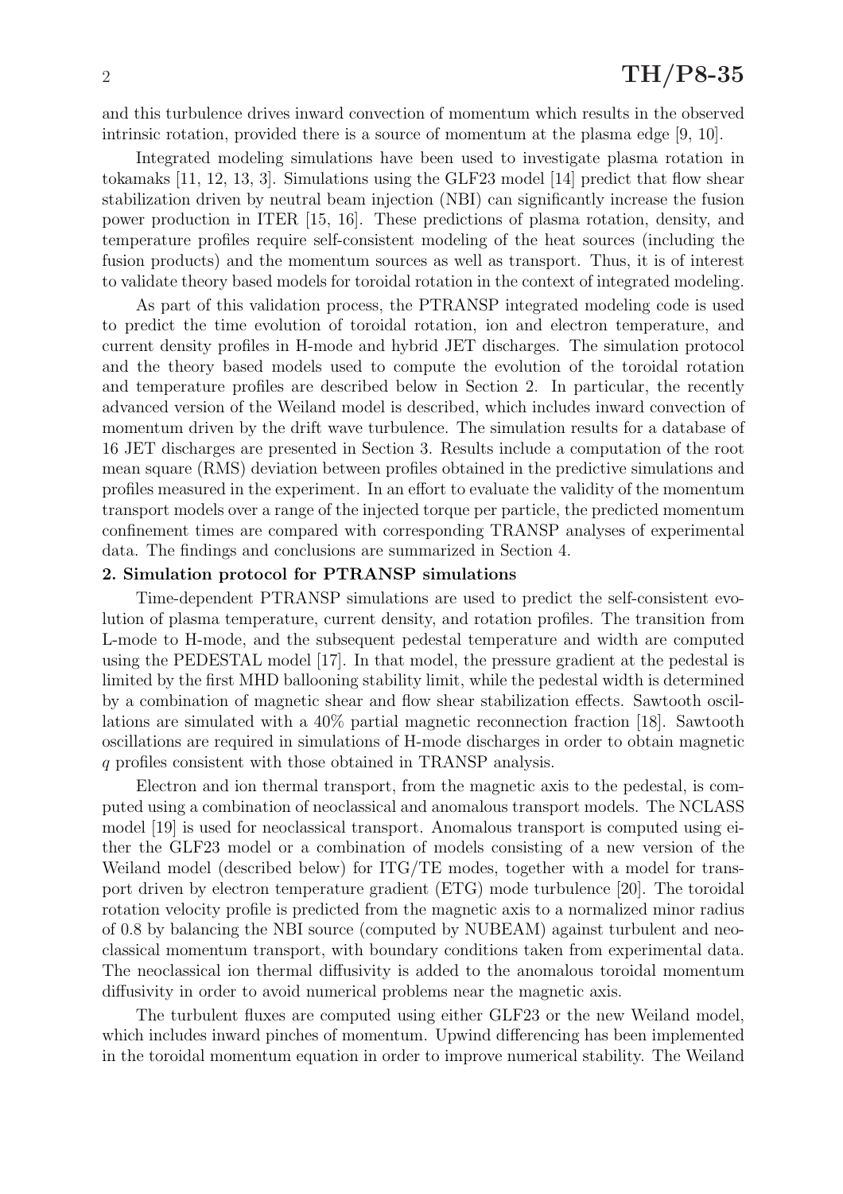and this turbulence drives inward convection of momentum which results in the observed intrinsic rotation, provided there is a source of momentum at the plasma edge [9, 10].

Integrated modeling simulations have been used to investigate plasma rotation in tokamaks [11, 12, 13, 3]. Simulations using the GLF23 model [14] predict that flow shear stabilization driven by neutral beam injection (NBI) can significantly increase the fusion power production in ITER [15, 16]. These predictions of plasma rotation, density, and temperature profiles require self-consistent modeling of the heat sources (including the fusion products) and the momentum sources as well as transport. Thus, it is of interest to validate theory based models for toroidal rotation in the context of integrated modeling.

As part of this validation process, the PTRANSP integrated modeling code is used to predict the time evolution of toroidal rotation, ion and electron temperature, and current density profiles in H-mode and hybrid JET discharges. The simulation protocol and the theory based models used to compute the evolution of the toroidal rotation and temperature profiles are described below in Section 2. In particular, the recently advanced version of the Weiland model is described, which includes inward convection of momentum driven by the drift wave turbulence. The simulation results for a database of 16 JET discharges are presented in Section 3. Results include a computation of the root mean square (RMS) deviation between profiles obtained in the predictive simulations and profiles measured in the experiment. In an effort to evaluate the validity of the momentum transport models over a range of the injected torque per particle, the predicted momentum confinement times are compared with corresponding TRANSP analyses of experimental data. The findings and conclusions are summarized in Section 4.

## 2. Simulation protocol for PTRANSP simulations

Time-dependent PTRANSP simulations are used to predict the self-consistent evolution of plasma temperature, current density, and rotation profiles. The transition from L-mode to H-mode, and the subsequent pedestal temperature and width are computed using the PEDESTAL model [17]. In that model, the pressure gradient at the pedestal is limited by the first MHD ballooning stability limit, while the pedestal width is determined by a combination of magnetic shear and flow shear stabilization effects. Sawtooth oscillations are simulated with a 40% partial magnetic reconnection fraction [18]. Sawtooth oscillations are required in simulations of H-mode discharges in order to obtain magnetic $q$ profiles consistent with those obtained in TRANSP analysis.

Electron and ion thermal transport, from the magnetic axis to the pedestal, is computed using a combination of neoclassical and anomalous transport models. The NCLASS model [19] is used for neoclassical transport. Anomalous transport is computed using either the GLF23 model or a combination of models consisting of a new version of the Weiland model (described below) for ITG/TE modes, together with a model for transport driven by electron temperature gradient (ETG) mode turbulence [20]. The toroidal rotation velocity profile is predicted from the magnetic axis to a normalized minor radius of 0.8 by balancing the NBI source (computed by NUBEAM) against turbulent and neoclassical momentum transport, with boundary conditions taken from experimental data. The neoclassical ion thermal diffusivity is added to the anomalous toroidal momentum diffusivity in order to avoid numerical problems near the magnetic axis.

The turbulent fluxes are computed using either GLF23 or the new Weiland model, which includes inward pinches of momentum. Upwind differencing has been implemented in the toroidal momentum equation in order to improve numerical stability. The Weiland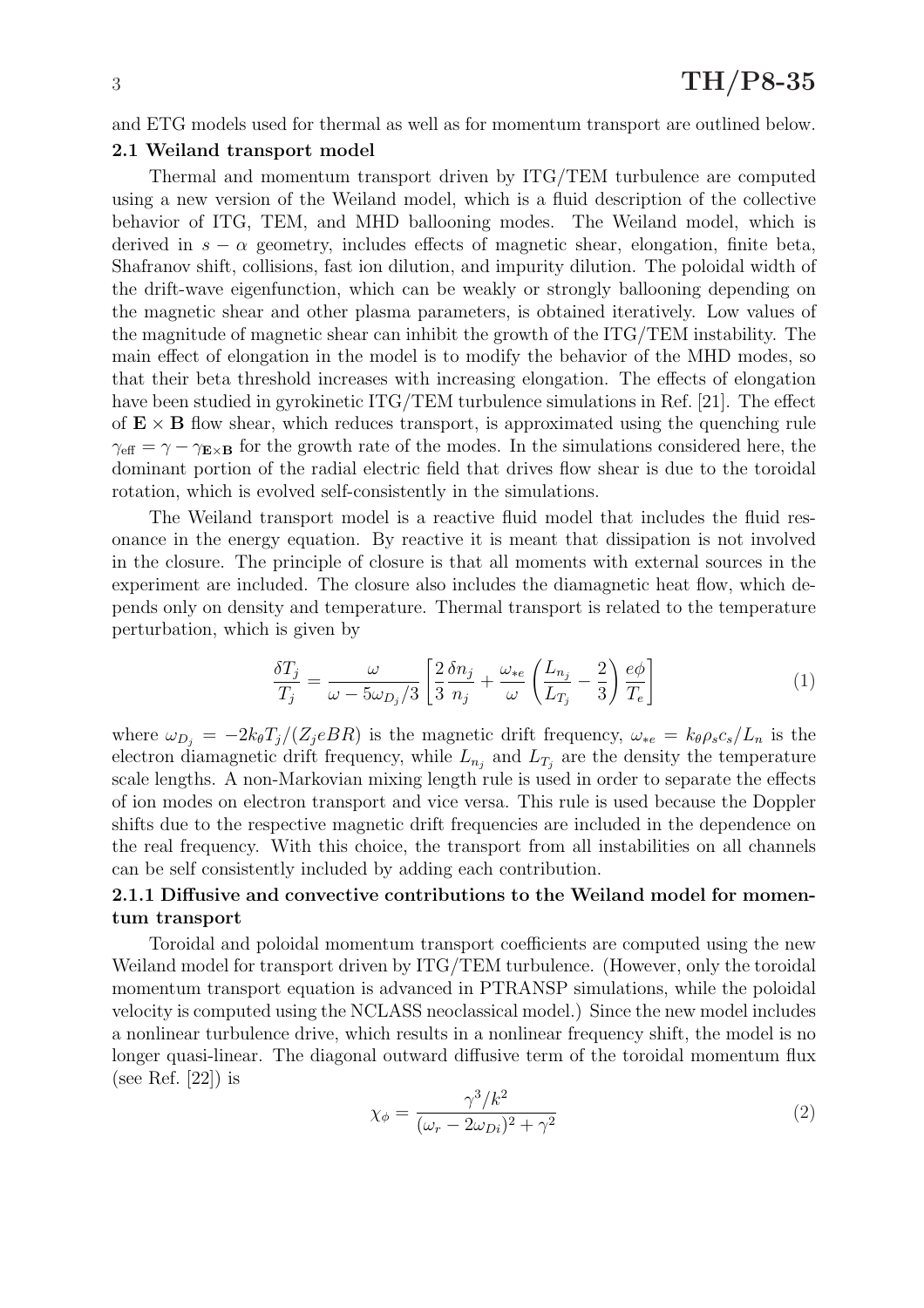and ETG models used for thermal as well as for momentum transport are outlined below.

### 2.1 Weiland transport model

Thermal and momentum transport driven by ITG/TEM turbulence are computed using a new version of the Weiland model, which is a fluid description of the collective behavior of ITG, TEM, and MHD ballooning modes. The Weiland model, which is derived in $s-\alpha$ geometry, includes effects of magnetic shear, elongation, finite beta, Shafranov shift, collisions, fast ion dilution, and impurity dilution. The poloidal width of the drift-wave eigenfunction, which can be weakly or strongly ballooning depending on the magnetic shear and other plasma parameters, is obtained iteratively. Low values of the magnitude of magnetic shear can inhibit the growth of the ITG/TEM instability. The main effect of elongation in the model is to modify the behavior of the MHD modes, so that their beta threshold increases with increasing elongation. The effects of elongation have been studied in gyrokinetic ITG/TEM turbulence simulations in Ref. [21]. The effect of $\mathbf{E}\times\mathbf{B}$ flow shear, which reduces transport, is approximated using the quenching rule $\gamma_{\text{eff}} = \gamma - \gamma_{\mathbf{E}\times\mathbf{B}}$ for the growth rate of the modes. In the simulations considered here, the dominant portion of the radial electric field that drives flow shear is due to the toroidal rotation, which is evolved self-consistently in the simulations.

The Weiland transport model is a reactive fluid model that includes the fluid resonance in the energy equation. By reactive it is meant that dissipation is not involved in the closure. The principle of closure is that all moments with external sources in the experiment are included. The closure also includes the diamagnetic heat flow, which depends only on density and temperature. Thermal transport is related to the temperature perturbation, which is given by

$$\frac{\delta T_j}{T_j} = \frac{\omega}{\omega - 5\omega_{D_j}/3}\left[\frac{2}{3}\frac{\delta n_j}{n_j} + \frac{\omega_{*e}}{\omega}\left(\frac{L_{n_j}}{L_{T_j}} - \frac{2}{3}\right)\frac{e\phi}{T_e}\right] \tag{1}$$

where $\omega_{D_j} = -2k_\theta T_j/(Z_j eBR)$ is the magnetic drift frequency, $\omega_{*e} = k_\theta \rho_s c_s/L_n$ is the electron diamagnetic drift frequency, while $L_{n_j}$ and $L_{T_j}$ are the density the temperature scale lengths. A non-Markovian mixing length rule is used in order to separate the effects of ion modes on electron transport and vice versa. This rule is used because the Doppler shifts due to the respective magnetic drift frequencies are included in the dependence on the real frequency. With this choice, the transport from all instabilities on all channels can be self consistently included by adding each contribution.

#### 2.1.1 Diffusive and convective contributions to the Weiland model for momentum transport

Toroidal and poloidal momentum transport coefficients are computed using the new Weiland model for transport driven by ITG/TEM turbulence. (However, only the toroidal momentum transport equation is advanced in PTRANSP simulations, while the poloidal velocity is computed using the NCLASS neoclassical model.) Since the new model includes a nonlinear turbulence drive, which results in a nonlinear frequency shift, the model is no longer quasi-linear. The diagonal outward diffusive term of the toroidal momentum flux (see Ref. [22]) is

$$\chi_\phi = \frac{\gamma^3/k^2}{(\omega_r - 2\omega_{Di})^2 + \gamma^2} \tag{2}$$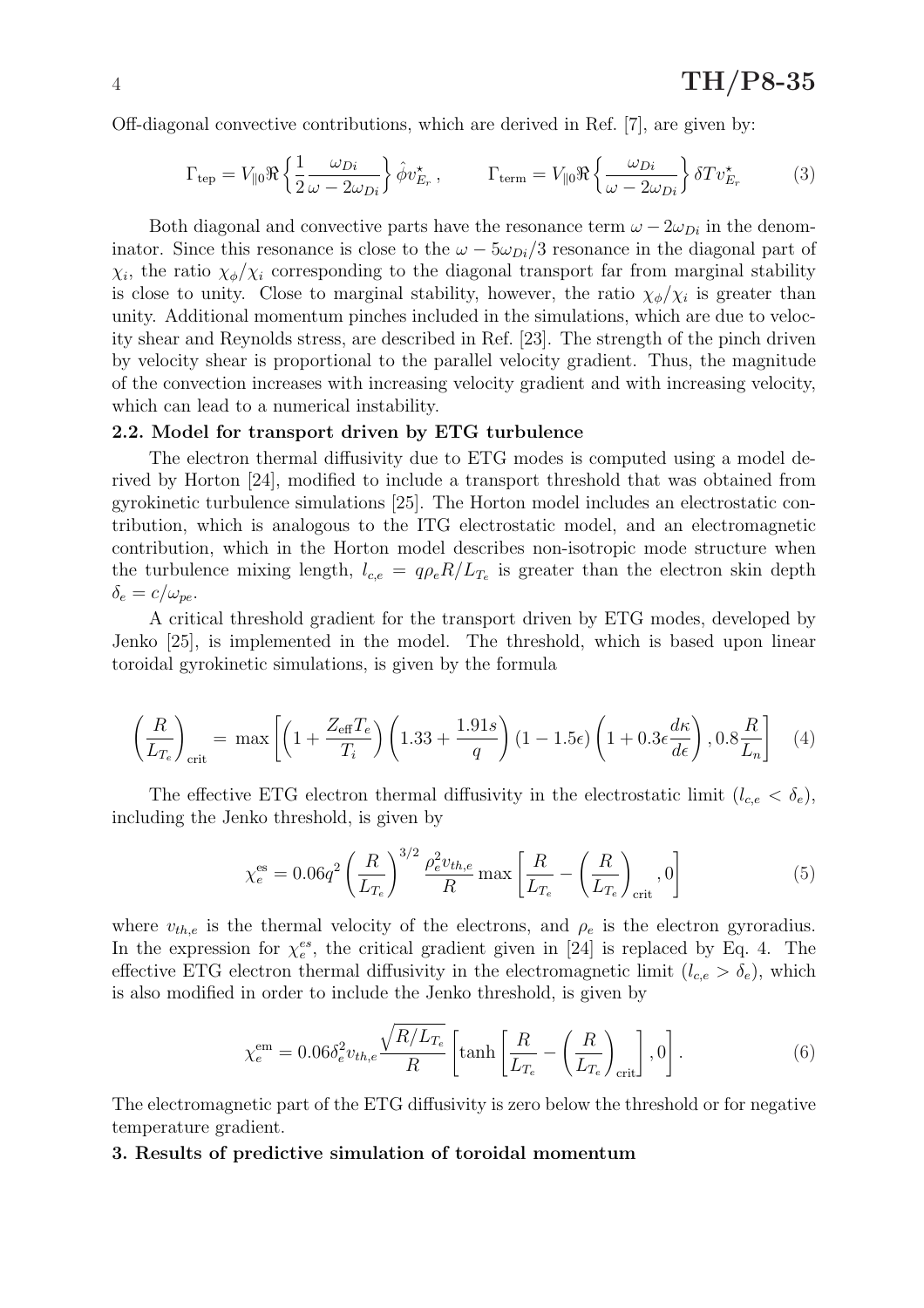Off-diagonal convective contributions, which are derived in Ref. [7], are given by:

$$\Gamma_{\text{tep}} = V_{\|0} \Re \left\{ \frac{1}{2} \frac{\omega_{Di}}{\omega - 2\omega_{Di}} \right\} \hat{\phi} v^{\star}_{E_r} , \qquad \Gamma_{\text{term}} = V_{\|0} \Re \left\{ \frac{\omega_{Di}}{\omega - 2\omega_{Di}} \right\} \delta T v^{\star}_{E_r} \tag{3}$$

Both diagonal and convective parts have the resonance term $\omega - 2\omega_{Di}$ in the denominator. Since this resonance is close to the $\omega - 5\omega_{Di}/3$ resonance in the diagonal part of $\chi_i$, the ratio $\chi_\phi/\chi_i$ corresponding to the diagonal transport far from marginal stability is close to unity. Close to marginal stability, however, the ratio $\chi_\phi/\chi_i$ is greater than unity. Additional momentum pinches included in the simulations, which are due to velocity shear and Reynolds stress, are described in Ref. [23]. The strength of the pinch driven by velocity shear is proportional to the parallel velocity gradient. Thus, the magnitude of the convection increases with increasing velocity gradient and with increasing velocity, which can lead to a numerical instability.

### 2.2. Model for transport driven by ETG turbulence

The electron thermal diffusivity due to ETG modes is computed using a model derived by Horton [24], modified to include a transport threshold that was obtained from gyrokinetic turbulence simulations [25]. The Horton model includes an electrostatic contribution, which is analogous to the ITG electrostatic model, and an electromagnetic contribution, which in the Horton model describes non-isotropic mode structure when the turbulence mixing length, $l_{c,e} = q\rho_e R/L_{T_e}$ is greater than the electron skin depth $\delta_e = c/\omega_{pe}$.

A critical threshold gradient for the transport driven by ETG modes, developed by Jenko [25], is implemented in the model. The threshold, which is based upon linear toroidal gyrokinetic simulations, is given by the formula

$$\left(\frac{R}{L_{T_e}}\right)_{\text{crit}} = \max\left[\left(1 + \frac{Z_{\text{eff}} T_e}{T_i}\right)\left(1.33 + \frac{1.91 s}{q}\right)(1 - 1.5\epsilon)\left(1 + 0.3\epsilon\frac{d\kappa}{d\epsilon}\right), 0.8\frac{R}{L_n}\right] \tag{4}$$

The effective ETG electron thermal diffusivity in the electrostatic limit ($l_{c,e} < \delta_e$), including the Jenko threshold, is given by

$$\chi_e^{\text{es}} = 0.06 q^2 \left(\frac{R}{L_{T_e}}\right)^{3/2} \frac{\rho_e^2 v_{th,e}}{R} \max\left[\frac{R}{L_{T_e}} - \left(\frac{R}{L_{T_e}}\right)_{\text{crit}}, 0\right] \tag{5}$$

where $v_{th,e}$ is the thermal velocity of the electrons, and $\rho_e$ is the electron gyroradius. In the expression for $\chi_e^{es}$, the critical gradient given in [24] is replaced by Eq. 4. The effective ETG electron thermal diffusivity in the electromagnetic limit ($l_{c,e} > \delta_e$), which is also modified in order to include the Jenko threshold, is given by

$$\chi_e^{\text{em}} = 0.06 \delta_e^2 v_{th,e} \frac{\sqrt{R/L_{T_e}}}{R} \left[\tanh\left[\frac{R}{L_{T_e}} - \left(\frac{R}{L_{T_e}}\right)_{\text{crit}}\right], 0\right]. \tag{6}$$

The electromagnetic part of the ETG diffusivity is zero below the threshold or for negative temperature gradient.

## 3. Results of predictive simulation of toroidal momentum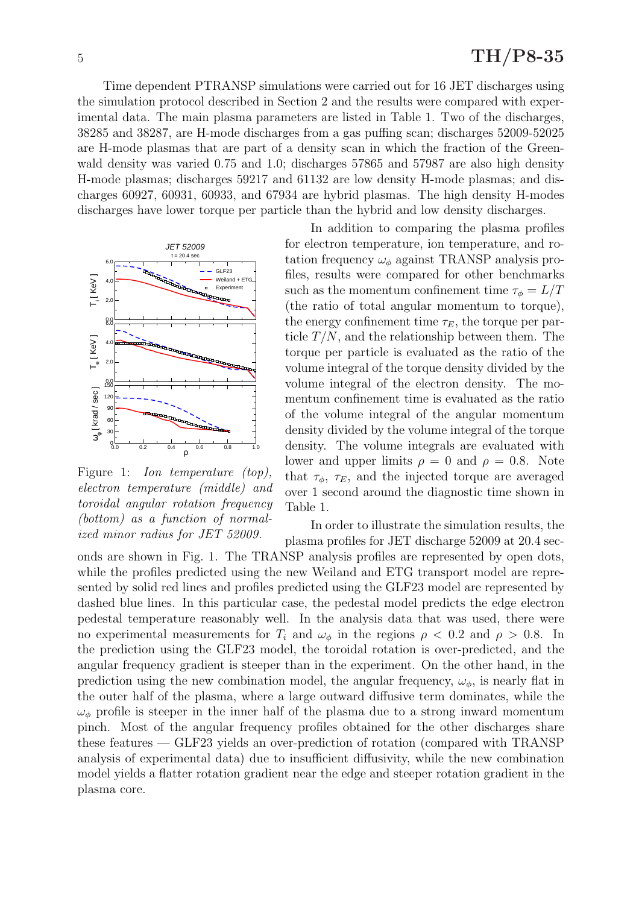Time dependent PTRANSP simulations were carried out for 16 JET discharges using the simulation protocol described in Section 2 and the results were compared with experimental data. The main plasma parameters are listed in Table 1. Two of the discharges, 38285 and 38287, are H-mode discharges from a gas puffing scan; discharges 52009-52025 are H-mode plasmas that are part of a density scan in which the fraction of the Greenwald density was varied 0.75 and 1.0; discharges 57865 and 57987 are also high density H-mode plasmas; discharges 59217 and 61132 are low density H-mode plasmas; and discharges 60927, 60931, 60933, and 67934 are hybrid plasmas. The high density H-modes discharges have lower torque per particle than the hybrid and low density discharges.

In addition to comparing the plasma profiles for electron temperature, ion temperature, and rotation frequency $\omega_\phi$ against TRANSP analysis profiles, results were compared for other benchmarks such as the momentum confinement time $\tau_\phi = L/T$ (the ratio of total angular momentum to torque), the energy confinement time $\tau_E$, the torque per particle $T/N$, and the relationship between them. The torque per particle is evaluated as the ratio of the volume integral of the torque density divided by the volume integral of the electron density. The momentum confinement time is evaluated as the ratio of the volume integral of the angular momentum density divided by the volume integral of the torque density. The volume integrals are evaluated with lower and upper limits $\rho = 0$ and $\rho = 0.8$. Note that $\tau_\phi$, $\tau_E$, and the injected torque are averaged over 1 second around the diagnostic time shown in Table 1.

Figure 1: *Ion temperature (top), electron temperature (middle) and toroidal angular rotation frequency (bottom) as a function of normalized minor radius for JET 52009.*

In order to illustrate the simulation results, the plasma profiles for JET discharge 52009 at 20.4 seconds are shown in Fig. 1. The TRANSP analysis profiles are represented by open dots, while the profiles predicted using the new Weiland and ETG transport model are represented by solid red lines and profiles predicted using the GLF23 model are represented by dashed blue lines. In this particular case, the pedestal model predicts the edge electron pedestal temperature reasonably well. In the analysis data that was used, there were no experimental measurements for $T_i$ and $\omega_\phi$ in the regions $\rho < 0.2$ and $\rho > 0.8$. In the prediction using the GLF23 model, the toroidal rotation is over-predicted, and the angular frequency gradient is steeper than in the experiment. On the other hand, in the prediction using the new combination model, the angular frequency, $\omega_\phi$, is nearly flat in the outer half of the plasma, where a large outward diffusive term dominates, while the $\omega_\phi$ profile is steeper in the inner half of the plasma due to a strong inward momentum pinch. Most of the angular frequency profiles obtained for the other discharges share these features — GLF23 yields an over-prediction of rotation (compared with TRANSP analysis of experimental data) due to insufficient diffusivity, while the new combination model yields a flatter rotation gradient near the edge and steeper rotation gradient in the plasma core.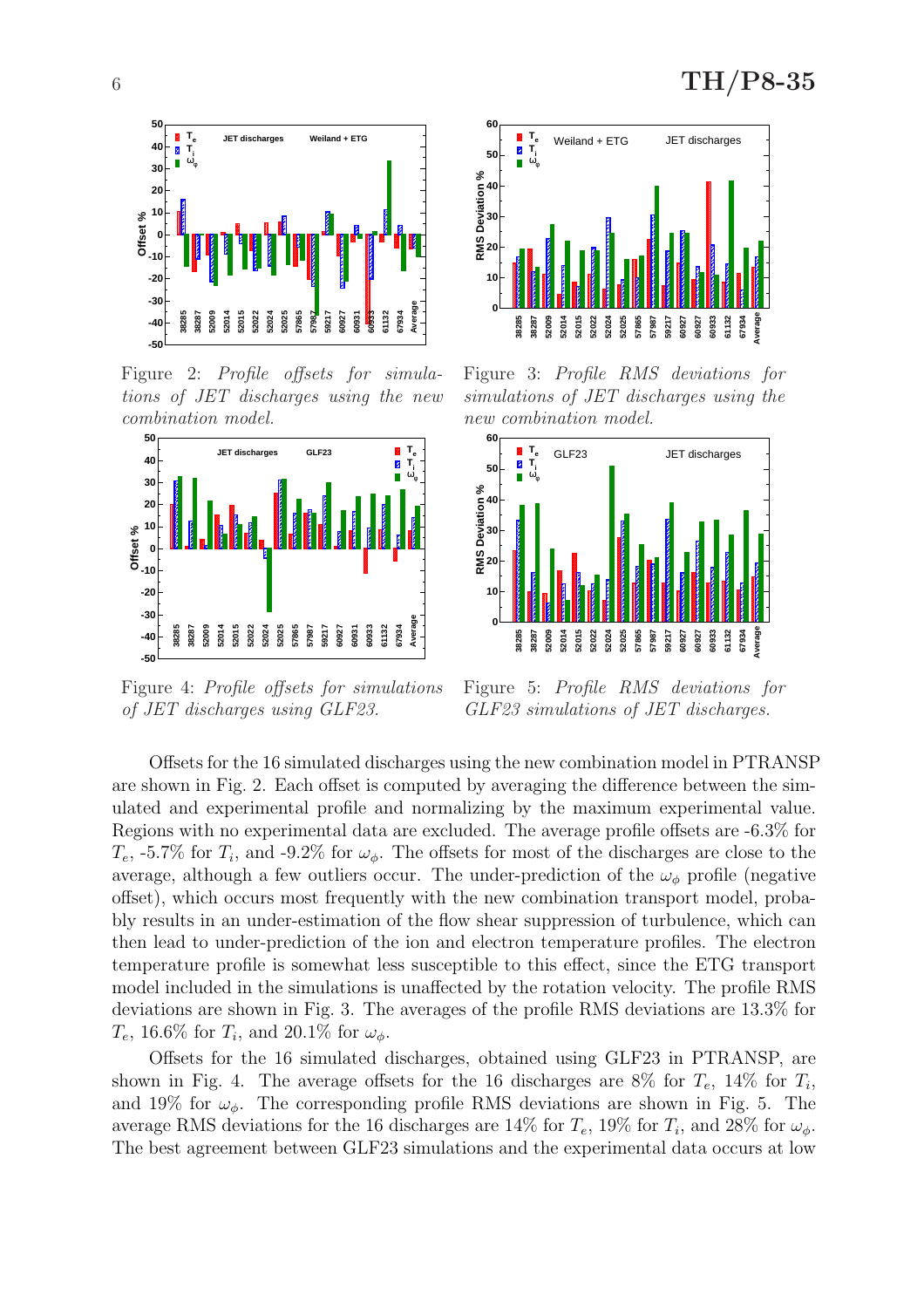Figure 2: *Profile offsets for simulations of JET discharges using the new combination model.*

Figure 3: *Profile RMS deviations for simulations of JET discharges using the new combination model.*

Figure 4: *Profile offsets for simulations of JET discharges using GLF23.*

Figure 5: *Profile RMS deviations for GLF23 simulations of JET discharges.*

Offsets for the 16 simulated discharges using the new combination model in PTRANSP are shown in Fig. 2. Each offset is computed by averaging the difference between the simulated and experimental profile and normalizing by the maximum experimental value. Regions with no experimental data are excluded. The average profile offsets are -6.3% for $T_e$, -5.7% for $T_i$, and -9.2% for $\omega_\phi$. The offsets for most of the discharges are close to the average, although a few outliers occur. The under-prediction of the $\omega_\phi$ profile (negative offset), which occurs most frequently with the new combination transport model, probably results in an under-estimation of the flow shear suppression of turbulence, which can then lead to under-prediction of the ion and electron temperature profiles. The electron temperature profile is somewhat less susceptible to this effect, since the ETG transport model included in the simulations is unaffected by the rotation velocity. The profile RMS deviations are shown in Fig. 3. The averages of the profile RMS deviations are 13.3% for $T_e$, 16.6% for $T_i$, and 20.1% for $\omega_\phi$.

Offsets for the 16 simulated discharges, obtained using GLF23 in PTRANSP, are shown in Fig. 4. The average offsets for the 16 discharges are 8% for $T_e$, 14% for $T_i$, and 19% for $\omega_\phi$. The corresponding profile RMS deviations are shown in Fig. 5. The average RMS deviations for the 16 discharges are 14% for $T_e$, 19% for $T_i$, and 28% for $\omega_\phi$. The best agreement between GLF23 simulations and the experimental data occurs at low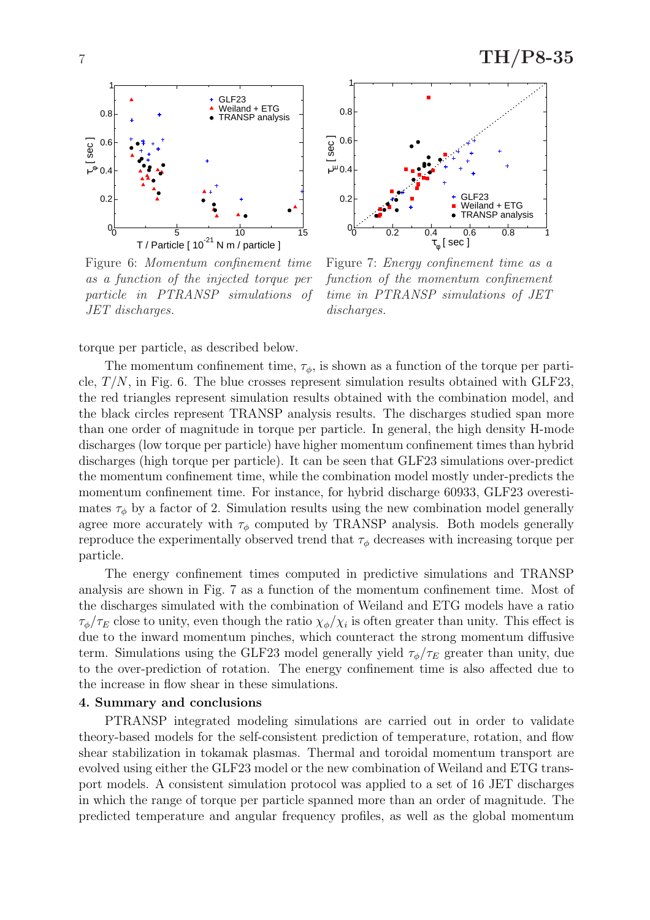Figure 6: *Momentum confinement time as a function of the injected torque per particle in PTRANSP simulations of JET discharges.*

Figure 7: *Energy confinement time as a function of the momentum confinement time in PTRANSP simulations of JET discharges.*

torque per particle, as described below.

The momentum confinement time, $\tau_\phi$, is shown as a function of the torque per particle, $T/N$, in Fig. 6. The blue crosses represent simulation results obtained with GLF23, the red triangles represent simulation results obtained with the combination model, and the black circles represent TRANSP analysis results. The discharges studied span more than one order of magnitude in torque per particle. In general, the high density H-mode discharges (low torque per particle) have higher momentum confinement times than hybrid discharges (high torque per particle). It can be seen that GLF23 simulations over-predict the momentum confinement time, while the combination model mostly under-predicts the momentum confinement time. For instance, for hybrid discharge 60933, GLF23 overestimates $\tau_\phi$ by a factor of 2. Simulation results using the new combination model generally agree more accurately with $\tau_\phi$ computed by TRANSP analysis. Both models generally reproduce the experimentally observed trend that $\tau_\phi$ decreases with increasing torque per particle.

The energy confinement times computed in predictive simulations and TRANSP analysis are shown in Fig. 7 as a function of the momentum confinement time. Most of the discharges simulated with the combination of Weiland and ETG models have a ratio $\tau_\phi/\tau_E$ close to unity, even though the ratio $\chi_\phi/\chi_i$ is often greater than unity. This effect is due to the inward momentum pinches, which counteract the strong momentum diffusive term. Simulations using the GLF23 model generally yield $\tau_\phi/\tau_E$ greater than unity, due to the over-prediction of rotation. The energy confinement time is also affected due to the increase in flow shear in these simulations.

## 4. Summary and conclusions

PTRANSP integrated modeling simulations are carried out in order to validate theory-based models for the self-consistent prediction of temperature, rotation, and flow shear stabilization in tokamak plasmas. Thermal and toroidal momentum transport are evolved using either the GLF23 model or the new combination of Weiland and ETG transport models. A consistent simulation protocol was applied to a set of 16 JET discharges in which the range of torque per particle spanned more than an order of magnitude. The predicted temperature and angular frequency profiles, as well as the global momentum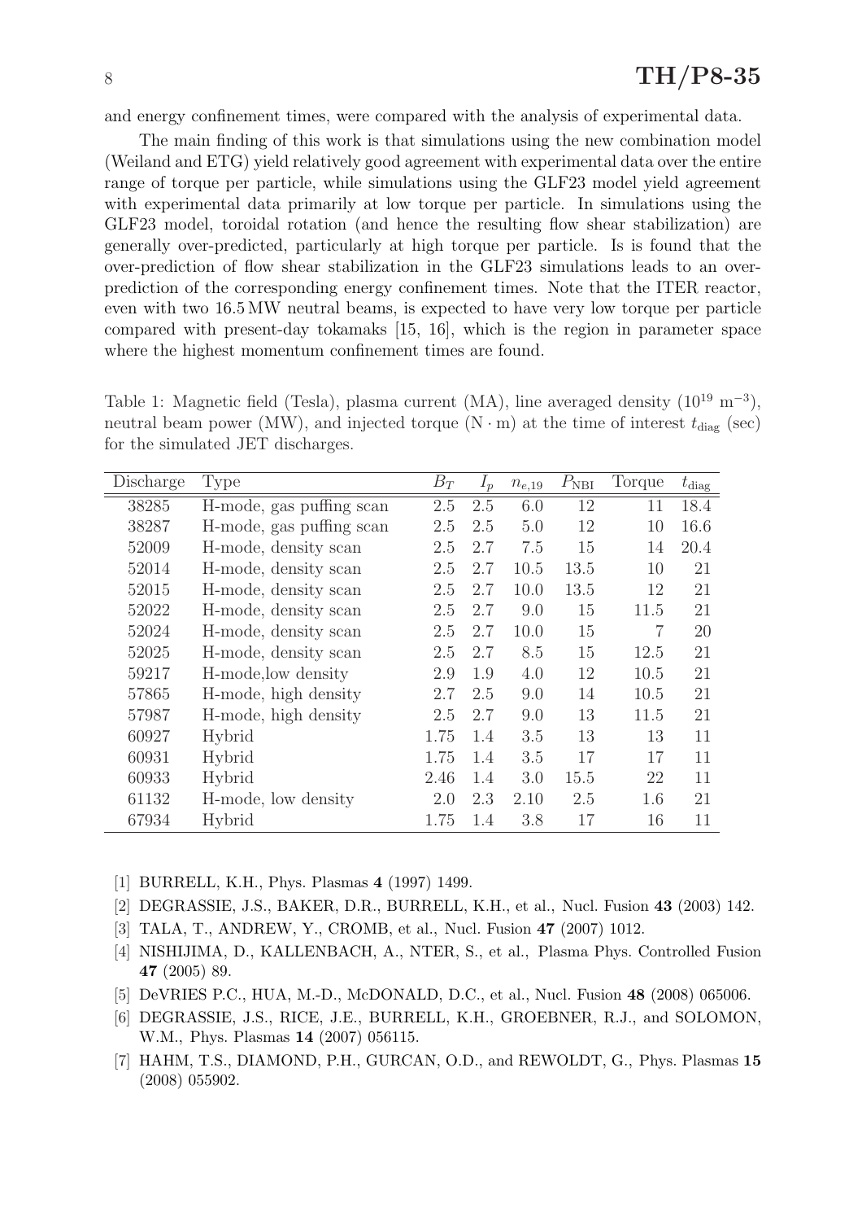and energy confinement times, were compared with the analysis of experimental data.

The main finding of this work is that simulations using the new combination model (Weiland and ETG) yield relatively good agreement with experimental data over the entire range of torque per particle, while simulations using the GLF23 model yield agreement with experimental data primarily at low torque per particle. In simulations using the GLF23 model, toroidal rotation (and hence the resulting flow shear stabilization) are generally over-predicted, particularly at high torque per particle. Is is found that the over-prediction of flow shear stabilization in the GLF23 simulations leads to an over-prediction of the corresponding energy confinement times. Note that the ITER reactor, even with two 16.5 MW neutral beams, is expected to have very low torque per particle compared with present-day tokamaks [15, 16], which is the region in parameter space where the highest momentum confinement times are found.

Table 1: Magnetic field (Tesla), plasma current (MA), line averaged density ($10^{19}$ m$^{-3}$), neutral beam power (MW), and injected torque (N · m) at the time of interest $t_{\rm diag}$ (sec) for the simulated JET discharges.

| Discharge | Type | $B_T$ | $I_p$ | $n_{e,19}$ | $P_{\rm NBI}$ | Torque | $t_{\rm diag}$ |
|---|---|---|---|---|---|---|---|
| 38285 | H-mode, gas puffing scan | 2.5 | 2.5 | 6.0 | 12 | 11 | 18.4 |
| 38287 | H-mode, gas puffing scan | 2.5 | 2.5 | 5.0 | 12 | 10 | 16.6 |
| 52009 | H-mode, density scan | 2.5 | 2.7 | 7.5 | 15 | 14 | 20.4 |
| 52014 | H-mode, density scan | 2.5 | 2.7 | 10.5 | 13.5 | 10 | 21 |
| 52015 | H-mode, density scan | 2.5 | 2.7 | 10.0 | 13.5 | 12 | 21 |
| 52022 | H-mode, density scan | 2.5 | 2.7 | 9.0 | 15 | 11.5 | 21 |
| 52024 | H-mode, density scan | 2.5 | 2.7 | 10.0 | 15 | 7 | 20 |
| 52025 | H-mode, density scan | 2.5 | 2.7 | 8.5 | 15 | 12.5 | 21 |
| 59217 | H-mode,low density | 2.9 | 1.9 | 4.0 | 12 | 10.5 | 21 |
| 57865 | H-mode, high density | 2.7 | 2.5 | 9.0 | 14 | 10.5 | 21 |
| 57987 | H-mode, high density | 2.5 | 2.7 | 9.0 | 13 | 11.5 | 21 |
| 60927 | Hybrid | 1.75 | 1.4 | 3.5 | 13 | 13 | 11 |
| 60931 | Hybrid | 1.75 | 1.4 | 3.5 | 17 | 17 | 11 |
| 60933 | Hybrid | 2.46 | 1.4 | 3.0 | 15.5 | 22 | 11 |
| 61132 | H-mode, low density | 2.0 | 2.3 | 2.10 | 2.5 | 1.6 | 21 |
| 67934 | Hybrid | 1.75 | 1.4 | 3.8 | 17 | 16 | 11 |

[1] BURRELL, K.H., Phys. Plasmas **4** (1997) 1499.

[2] DEGRASSIE, J.S., BAKER, D.R., BURRELL, K.H., et al., Nucl. Fusion **43** (2003) 142.

[3] TALA, T., ANDREW, Y., CROMB, et al., Nucl. Fusion **47** (2007) 1012.

[4] NISHIJIMA, D., KALLENBACH, A., NTER, S., et al., Plasma Phys. Controlled Fusion **47** (2005) 89.

[5] DeVRIES P.C., HUA, M.-D., McDONALD, D.C., et al., Nucl. Fusion **48** (2008) 065006.

[6] DEGRASSIE, J.S., RICE, J.E., BURRELL, K.H., GROEBNER, R.J., and SOLOMON, W.M., Phys. Plasmas **14** (2007) 056115.

[7] HAHM, T.S., DIAMOND, P.H., GURCAN, O.D., and REWOLDT, G., Phys. Plasmas **15** (2008) 055902.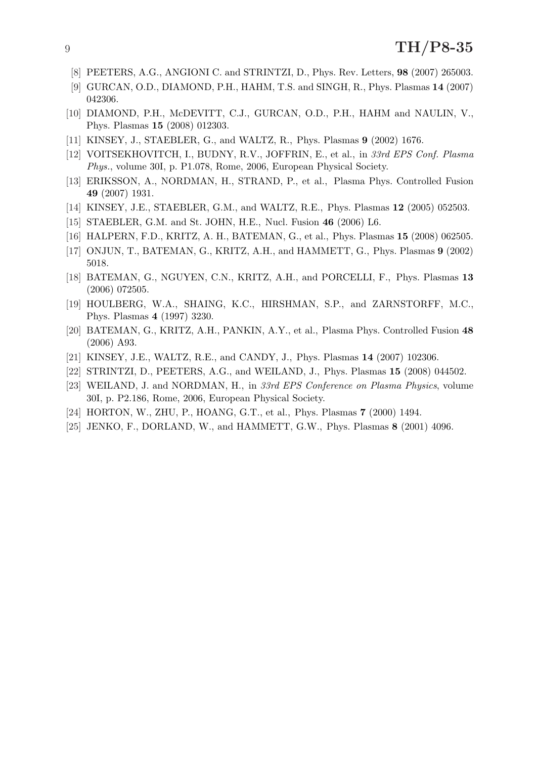[8] PEETERS, A.G., ANGIONI C. and STRINTZI, D., Phys. Rev. Letters, **98** (2007) 265003.

[9] GURCAN, O.D., DIAMOND, P.H., HAHM, T.S. and SINGH, R., Phys. Plasmas **14** (2007) 042306.

[10] DIAMOND, P.H., McDEVITT, C.J., GURCAN, O.D., P.H., HAHM and NAULIN, V., Phys. Plasmas **15** (2008) 012303.

[11] KINSEY, J., STAEBLER, G., and WALTZ, R., Phys. Plasmas **9** (2002) 1676.

[12] VOITSEKHOVITCH, I., BUDNY, R.V., JOFFRIN, E., et al., in *33rd EPS Conf. Plasma Phys.*, volume 30I, p. P1.078, Rome, 2006, European Physical Society.

[13] ERIKSSON, A., NORDMAN, H., STRAND, P., et al., Plasma Phys. Controlled Fusion **49** (2007) 1931.

[14] KINSEY, J.E., STAEBLER, G.M., and WALTZ, R.E., Phys. Plasmas **12** (2005) 052503.

[15] STAEBLER, G.M. and St. JOHN, H.E., Nucl. Fusion **46** (2006) L6.

[16] HALPERN, F.D., KRITZ, A. H., BATEMAN, G., et al., Phys. Plasmas **15** (2008) 062505.

[17] ONJUN, T., BATEMAN, G., KRITZ, A.H., and HAMMETT, G., Phys. Plasmas **9** (2002) 5018.

[18] BATEMAN, G., NGUYEN, C.N., KRITZ, A.H., and PORCELLI, F., Phys. Plasmas **13** (2006) 072505.

[19] HOULBERG, W.A., SHAING, K.C., HIRSHMAN, S.P., and ZARNSTORFF, M.C., Phys. Plasmas **4** (1997) 3230.

[20] BATEMAN, G., KRITZ, A.H., PANKIN, A.Y., et al., Plasma Phys. Controlled Fusion **48** (2006) A93.

[21] KINSEY, J.E., WALTZ, R.E., and CANDY, J., Phys. Plasmas **14** (2007) 102306.

[22] STRINTZI, D., PEETERS, A.G., and WEILAND, J., Phys. Plasmas **15** (2008) 044502.

[23] WEILAND, J. and NORDMAN, H., in *33rd EPS Conference on Plasma Physics*, volume 30I, p. P2.186, Rome, 2006, European Physical Society.

[24] HORTON, W., ZHU, P., HOANG, G.T., et al., Phys. Plasmas **7** (2000) 1494.

[25] JENKO, F., DORLAND, W., and HAMMETT, G.W., Phys. Plasmas **8** (2001) 4096.